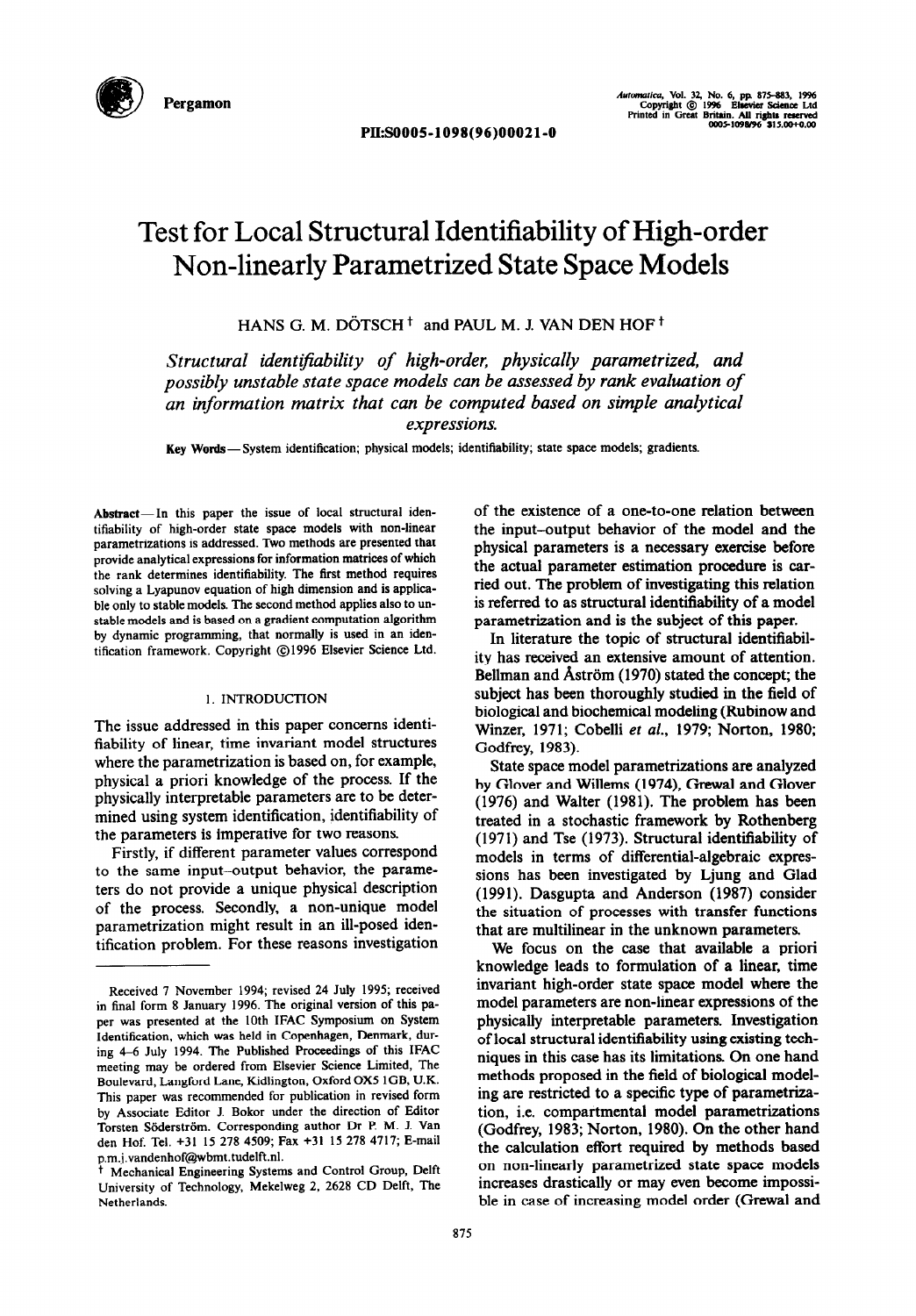# Test for Local Structural Identifiability of High-order Non-linearly Parametrized State Space Models

HANS G. M. DÖTSCH† and PAUL M. J. VAN DEN HOF†

*Structural identifiability of high-order, physically parametrized, and possibly unstable state space models can be assessed by rank evaluation of an information matrix that can be computed based on simple analytical expressions.*

**Key Words**—System identification; physical models; identifiability; state space models; gradients.

**Abstract**—In this paper the issue of local structural identifiability of high-order state space models with non-linear parametrizations is addressed. Two methods are presented that provide analytical expressions for information matrices of which the rank determines identifiability. The first method requires solving a Lyapunov equation of high dimension and is applicable only to stable models. The second method applies also to unstable models and is based on a gradient computation algorithm by dynamic programming, that normally is used in an identification framework. Copyright ©1996 Elsevier Science Ltd.

## 1. INTRODUCTION

The issue addressed in this paper concerns identifiability of linear, time invariant model structures where the parametrization is based on, for example, physical a priori knowledge of the process. If the physically interpretable parameters are to be determined using system identification, identifiability of the parameters is imperative for two reasons.

Firstly, if different parameter values correspond to the same input–output behavior, the parameters do not provide a unique physical description of the process. Secondly, a non-unique model parametrization might result in an ill-posed identification problem. For these reasons investigation of the existence of a one-to-one relation between the input–output behavior of the model and the physical parameters is a necessary exercise before the actual parameter estimation procedure is carried out. The problem of investigating this relation is referred to as structural identifiability of a model parametrization and is the subject of this paper.

In literature the topic of structural identifiability has received an extensive amount of attention. Bellman and Åström (1970) stated the concept; the subject has been thoroughly studied in the field of biological and biochemical modeling (Rubinow and Winzer, 1971; Cobelli *et al.*, 1979; Norton, 1980; Godfrey, 1983).

State space model parametrizations are analyzed by Glover and Willems (1974), Grewal and Glover (1976) and Walter (1981). The problem has been treated in a stochastic framework by Rothenberg (1971) and Tse (1973). Structural identifiability of models in terms of differential-algebraic expressions has been investigated by Ljung and Glad (1991). Dasgupta and Anderson (1987) consider the situation of processes with transfer functions that are multilinear in the unknown parameters.

We focus on the case that available a priori knowledge leads to formulation of a linear, time invariant high-order state space model where the model parameters are non-linear expressions of the physically interpretable parameters. Investigation of local structural identifiability using existing techniques in this case has its limitations. On one hand methods proposed in the field of biological modeling are restricted to a specific type of parametrization, i.e. compartmental model parametrizations (Godfrey, 1983; Norton, 1980). On the other hand the calculation effort required by methods based on non-linearly parametrized state space models increases drastically or may even become impossible in case of increasing model order (Grewal and

---

Received 7 November 1994; revised 24 July 1995; received in final form 8 January 1996. The original version of this paper was presented at the 10th IFAC Symposium on System Identification, which was held in Copenhagen, Denmark, during 4–6 July 1994. The Published Proceedings of this IFAC meeting may be ordered from Elsevier Science Limited, The Boulevard, Langford Lane, Kidlington, Oxford OX5 1GB, U.K. This paper was recommended for publication in revised form by Associate Editor J. Bokor under the direction of Editor Torsten Söderström. Corresponding author Dr P. M. J. Van den Hof. Tel. +31 15 278 4509; Fax +31 15 278 4717; E-mail p.m.j.vandenhof@wbmt.tudelft.nl.

† Mechanical Engineering Systems and Control Group, Delft University of Technology, Mekelweg 2, 2628 CD Delft, The Netherlands.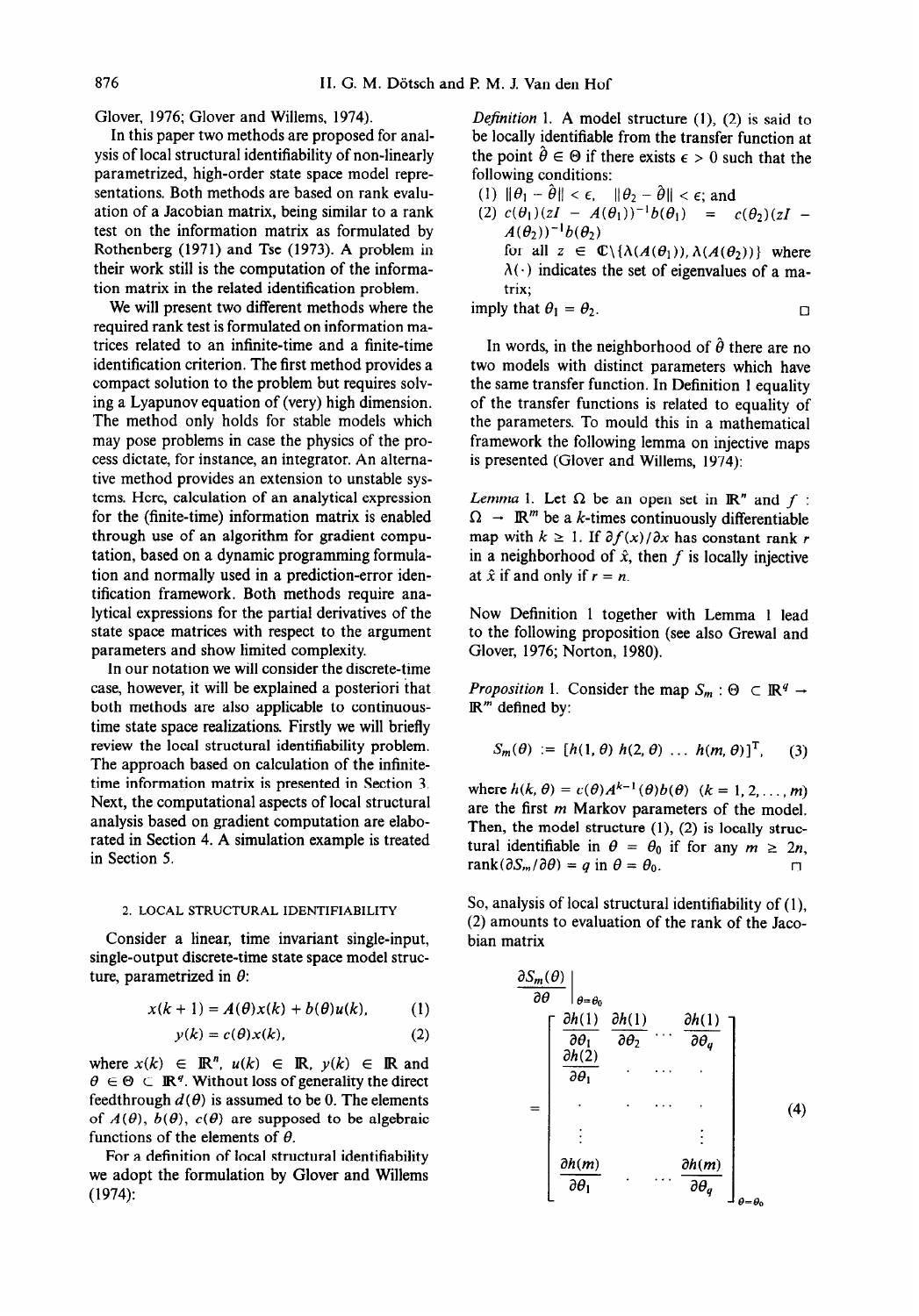Glover, 1976; Glover and Willems, 1974).

In this paper two methods are proposed for analysis of local structural identifiability of non-linearly parametrized, high-order state space model representations. Both methods are based on rank evaluation of a Jacobian matrix, being similar to a rank test on the information matrix as formulated by Rothenberg (1971) and Tse (1973). A problem in their work still is the computation of the information matrix in the related identification problem.

We will present two different methods where the required rank test is formulated on information matrices related to an infinite-time and a finite-time identification criterion. The first method provides a compact solution to the problem but requires solving a Lyapunov equation of (very) high dimension. The method only holds for stable models which may pose problems in case the physics of the process dictate, for instance, an integrator. An alternative method provides an extension to unstable systems. Here, calculation of an analytical expression for the (finite-time) information matrix is enabled through use of an algorithm for gradient computation, based on a dynamic programming formulation and normally used in a prediction-error identification framework. Both methods require analytical expressions for the partial derivatives of the state space matrices with respect to the argument parameters and show limited complexity.

In our notation we will consider the discrete-time case, however, it will be explained a posteriori that both methods are also applicable to continuous-time state space realizations. Firstly we will briefly review the local structural identifiability problem. The approach based on calculation of the infinite-time information matrix is presented in Section 3. Next, the computational aspects of local structural analysis based on gradient computation are elaborated in Section 4. A simulation example is treated in Section 5.

## 2. LOCAL STRUCTURAL IDENTIFIABILITY

Consider a linear, time invariant single-input, single-output discrete-time state space model structure, parametrized in $\theta$:

$$x(k+1) = A(\theta)x(k) + b(\theta)u(k), \tag{1}$$

$$y(k) = c(\theta)x(k), \tag{2}$$

where $x(k) \in \mathbb{R}^n$, $u(k) \in \mathbb{R}$, $y(k) \in \mathbb{R}$ and $\theta \in \Theta \subset \mathbb{R}^q$. Without loss of generality the direct feedthrough $d(\theta)$ is assumed to be 0. The elements of $A(\theta)$, $b(\theta)$, $c(\theta)$ are supposed to be algebraic functions of the elements of $\theta$.

For a definition of local structural identifiability we adopt the formulation by Glover and Willems (1974):

*Definition* 1. A model structure (1), (2) is said to be locally identifiable from the transfer function at the point $\hat{\theta} \in \Theta$ if there exists $\epsilon > 0$ such that the following conditions:

(1) $\|\theta_1 - \hat{\theta}\| < \epsilon$, $\|\theta_2 - \hat{\theta}\| < \epsilon$; and

(2) $c(\theta_1)(zI - A(\theta_1))^{-1}b(\theta_1) = c(\theta_2)(zI - A(\theta_2))^{-1}b(\theta_2)$ for all $z \in \mathbb{C}\backslash\{\lambda(A(\theta_1)), \lambda(A(\theta_2))\}$ where $\lambda(\cdot)$ indicates the set of eigenvalues of a matrix;

imply that $\theta_1 = \theta_2$. □

In words, in the neighborhood of $\hat{\theta}$ there are no two models with distinct parameters which have the same transfer function. In Definition 1 equality of the transfer functions is related to equality of the parameters. To mould this in a mathematical framework the following lemma on injective maps is presented (Glover and Willems, 1974):

*Lemma* 1. Let $\Omega$ be an open set in $\mathbb{R}^n$ and $f : \Omega \to \mathbb{R}^m$ be a $k$-times continuously differentiable map with $k \geq 1$. If $\partial f(x)/\partial x$ has constant rank $r$ in a neighborhood of $\hat{x}$, then $f$ is locally injective at $\hat{x}$ if and only if $r = n$.

Now Definition 1 together with Lemma 1 lead to the following proposition (see also Grewal and Glover, 1976; Norton, 1980).

*Proposition* 1. Consider the map $S_m : \Theta \subset \mathbb{R}^q \to \mathbb{R}^m$ defined by:

$$S_m(\theta) := [h(1,\theta)\ h(2,\theta)\ \ldots\ h(m,\theta)]^{\mathrm{T}}, \tag{3}$$

where $h(k,\theta) = c(\theta)A^{k-1}(\theta)b(\theta)$ $(k = 1, 2, \ldots, m)$ are the first $m$ Markov parameters of the model. Then, the model structure (1), (2) is locally structural identifiable in $\theta = \theta_0$ if for any $m \geq 2n$, $\mathrm{rank}(\partial S_m/\partial\theta) = q$ in $\theta = \theta_0$. □

So, analysis of local structural identifiability of (1), (2) amounts to evaluation of the rank of the Jacobian matrix

$$\left.\frac{\partial S_m(\theta)}{\partial \theta}\right|_{\theta=\theta_0} = \begin{bmatrix} \dfrac{\partial h(1)}{\partial \theta_1} & \dfrac{\partial h(1)}{\partial \theta_2} & \cdots & \dfrac{\partial h(1)}{\partial \theta_q} \\ \dfrac{\partial h(2)}{\partial \theta_1} & \cdot & \cdots & \cdot \\ \cdot & \cdot & \cdots & \cdot \\ \vdots & & & \vdots \\ \dfrac{\partial h(m)}{\partial \theta_1} & \cdot & \cdots & \dfrac{\partial h(m)}{\partial \theta_q} \end{bmatrix}_{\theta=\theta_0} \tag{4}$$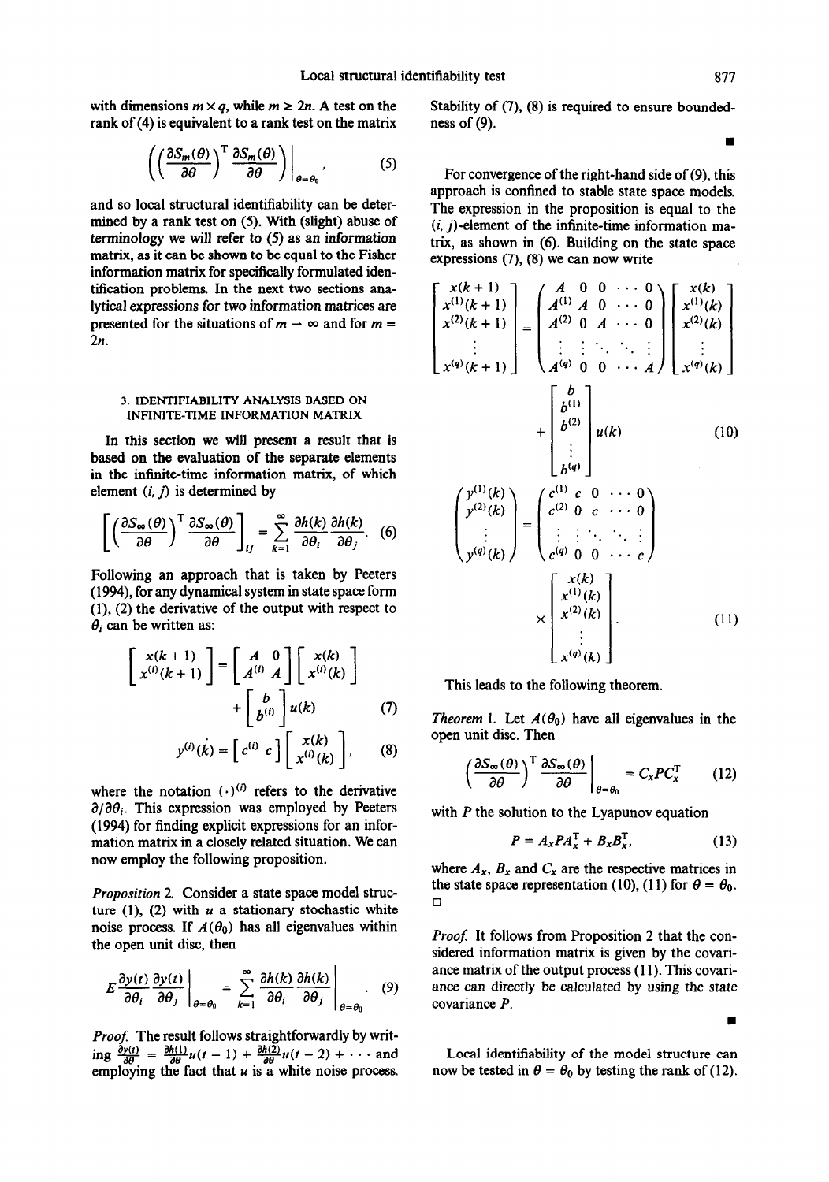with dimensions $m \times q$, while $m \geq 2n$. A test on the rank of (4) is equivalent to a rank test on the matrix

$$\left( \left( \frac{\partial S_m(\theta)}{\partial \theta} \right)^{\mathrm{T}} \frac{\partial S_m(\theta)}{\partial \theta} \right) \Bigg|_{\theta = \theta_0}, \tag{5}$$

and so local structural identifiability can be determined by a rank test on (5). With (slight) abuse of terminology we will refer to (5) as an information matrix, as it can be shown to be equal to the Fisher information matrix for specifically formulated identification problems. In the next two sections analytical expressions for two information matrices are presented for the situations of $m \to \infty$ and for $m = 2n$.

## 3. IDENTIFIABILITY ANALYSIS BASED ON INFINITE-TIME INFORMATION MATRIX

In this section we will present a result that is based on the evaluation of the separate elements in the infinite-time information matrix, of which element $(i, j)$ is determined by

$$\left[ \left( \frac{\partial S_\infty(\theta)}{\partial \theta} \right)^{\mathrm{T}} \frac{\partial S_\infty(\theta)}{\partial \theta} \right]_{ij} = \sum_{k=1}^{\infty} \frac{\partial h(k)}{\partial \theta_i} \frac{\partial h(k)}{\partial \theta_j}. \tag{6}$$

Following an approach that is taken by Peeters (1994), for any dynamical system in state space form (1), (2) the derivative of the output with respect to $\theta_i$ can be written as:

$$\begin{bmatrix} x(k+1) \\ x^{(i)}(k+1) \end{bmatrix} = \begin{bmatrix} A & 0 \\ A^{(i)} & A \end{bmatrix} \begin{bmatrix} x(k) \\ x^{(i)}(k) \end{bmatrix} + \begin{bmatrix} b \\ b^{(i)} \end{bmatrix} u(k) \tag{7}$$

$$y^{(i)}(k) = \begin{bmatrix} c^{(i)} & c \end{bmatrix} \begin{bmatrix} x(k) \\ x^{(i)}(k) \end{bmatrix}, \tag{8}$$

where the notation $(\cdot)^{(i)}$ refers to the derivative $\partial/\partial\theta_i$. This expression was employed by Peeters (1994) for finding explicit expressions for an information matrix in a closely related situation. We can now employ the following proposition.

*Proposition* 2. Consider a state space model structure (1), (2) with $u$ a stationary stochastic white noise process. If $A(\theta_0)$ has all eigenvalues within the open unit disc, then

$$E \frac{\partial y(t)}{\partial \theta_i} \frac{\partial y(t)}{\partial \theta_j} \Bigg|_{\theta=\theta_0} = \sum_{k=1}^{\infty} \frac{\partial h(k)}{\partial \theta_i} \frac{\partial h(k)}{\partial \theta_j} \Bigg|_{\theta=\theta_0}. \tag{9}$$

*Proof.* The result follows straightforwardly by writing $\frac{\partial y(t)}{\partial \theta} = \frac{\partial h(1)}{\partial \theta} u(t-1) + \frac{\partial h(2)}{\partial \theta} u(t-2) + \cdots$ and employing the fact that $u$ is a white noise process. Stability of (7), (8) is required to ensure boundedness of (9).

■

For convergence of the right-hand side of (9), this approach is confined to stable state space models. The expression in the proposition is equal to the $(i, j)$-element of the infinite-time information matrix, as shown in (6). Building on the state space expressions (7), (8) we can now write

$$\begin{bmatrix} x(k+1) \\ x^{(1)}(k+1) \\ x^{(2)}(k+1) \\ \vdots \\ x^{(q)}(k+1) \end{bmatrix} = \begin{pmatrix} A & 0 & 0 & \cdots & 0 \\ A^{(1)} & A & 0 & \cdots & 0 \\ A^{(2)} & 0 & A & \cdots & 0 \\ \vdots & \vdots & \ddots & \ddots & \vdots \\ A^{(q)} & 0 & 0 & \cdots & A \end{pmatrix} \begin{bmatrix} x(k) \\ x^{(1)}(k) \\ x^{(2)}(k) \\ \vdots \\ x^{(q)}(k) \end{bmatrix} + \begin{bmatrix} b \\ b^{(1)} \\ b^{(2)} \\ \vdots \\ b^{(q)} \end{bmatrix} u(k) \tag{10}$$

$$\begin{pmatrix} y^{(1)}(k) \\ y^{(2)}(k) \\ \vdots \\ y^{(q)}(k) \end{pmatrix} = \begin{pmatrix} c^{(1)} & c & 0 & \cdots & 0 \\ c^{(2)} & 0 & c & \cdots & 0 \\ \vdots & \vdots & \ddots & \ddots & \vdots \\ c^{(q)} & 0 & 0 & \cdots & c \end{pmatrix} \times \begin{bmatrix} x(k) \\ x^{(1)}(k) \\ x^{(2)}(k) \\ \vdots \\ x^{(q)}(k) \end{bmatrix}. \tag{11}$$

This leads to the following theorem.

*Theorem* 1. Let $A(\theta_0)$ have all eigenvalues in the open unit disc. Then

$$\left( \frac{\partial S_\infty(\theta)}{\partial \theta} \right)^{\mathrm{T}} \frac{\partial S_\infty(\theta)}{\partial \theta} \Bigg|_{\theta=\theta_0} = C_x P C_x^{\mathrm{T}} \tag{12}$$

with $P$ the solution to the Lyapunov equation

$$P = A_x P A_x^{\mathrm{T}} + B_x B_x^{\mathrm{T}}, \tag{13}$$

where $A_x$, $B_x$ and $C_x$ are the respective matrices in the state space representation (10), (11) for $\theta = \theta_0$. □

*Proof.* It follows from Proposition 2 that the considered information matrix is given by the covariance matrix of the output process (11). This covariance can directly be calculated by using the state covariance $P$.

■

Local identifiability of the model structure can now be tested in $\theta = \theta_0$ by testing the rank of (12).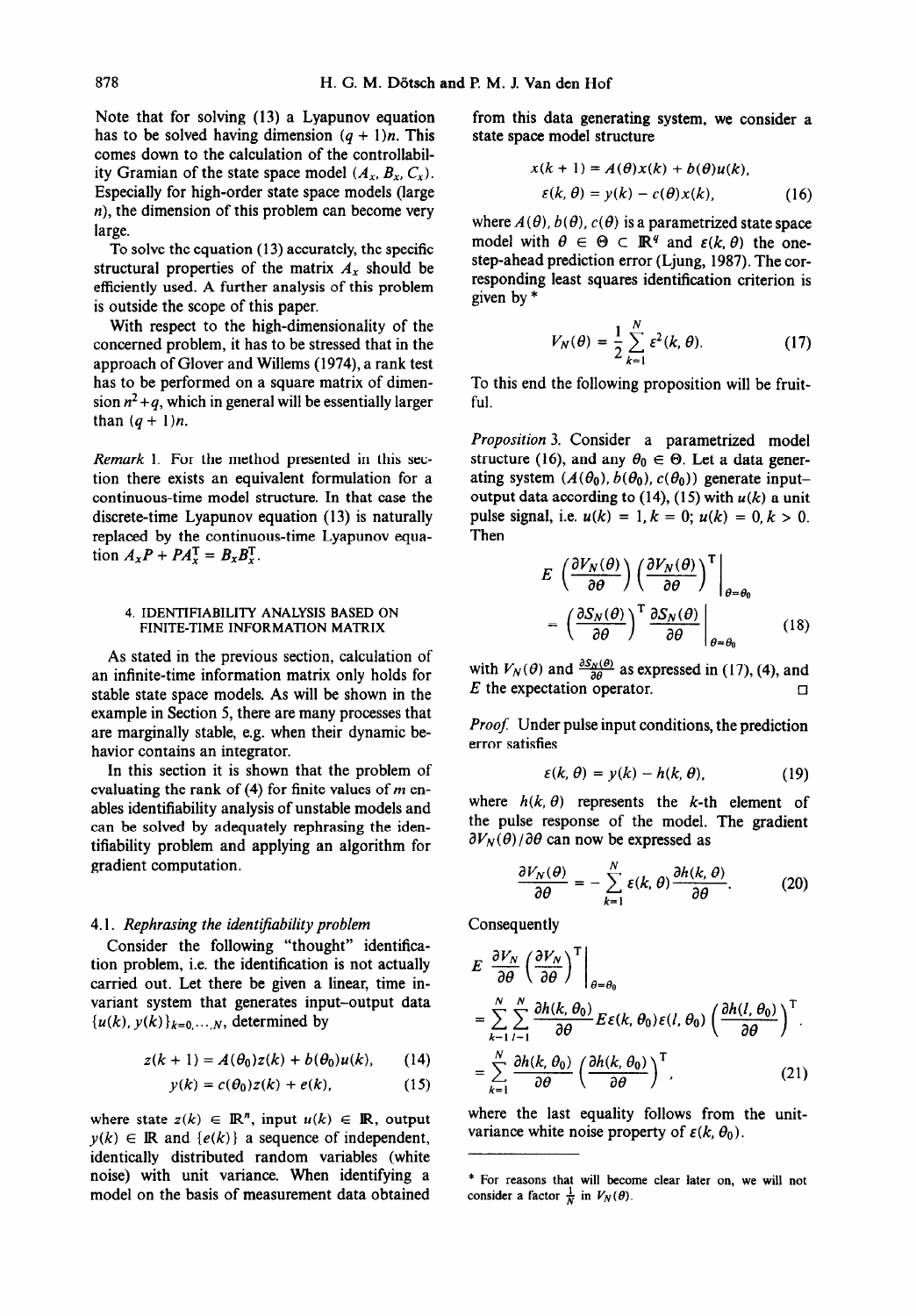Note that for solving (13) a Lyapunov equation has to be solved having dimension $(q+1)n$. This comes down to the calculation of the controllability Gramian of the state space model $(A_x, B_x, C_x)$. Especially for high-order state space models (large $n$), the dimension of this problem can become very large.

To solve the equation (13) accurately, the specific structural properties of the matrix $A_x$ should be efficiently used. A further analysis of this problem is outside the scope of this paper.

With respect to the high-dimensionality of the concerned problem, it has to be stressed that in the approach of Glover and Willems (1974), a rank test has to be performed on a square matrix of dimension $n^2+q$, which in general will be essentially larger than $(q+1)n$.

*Remark* 1. For the method presented in this section there exists an equivalent formulation for a continuous-time model structure. In that case the discrete-time Lyapunov equation (13) is naturally replaced by the continuous-time Lyapunov equation $A_x P + P A_x^{\mathrm{T}} = B_x B_x^{\mathrm{T}}$.

## 4. IDENTIFIABILITY ANALYSIS BASED ON FINITE-TIME INFORMATION MATRIX

As stated in the previous section, calculation of an infinite-time information matrix only holds for stable state space models. As will be shown in the example in Section 5, there are many processes that are marginally stable, e.g. when their dynamic behavior contains an integrator.

In this section it is shown that the problem of evaluating the rank of (4) for finite values of $m$ enables identifiability analysis of unstable models and can be solved by adequately rephrasing the identifiability problem and applying an algorithm for gradient computation.

### 4.1. *Rephrasing the identifiability problem*

Consider the following "thought" identification problem, i.e. the identification is not actually carried out. Let there be given a linear, time invariant system that generates input–output data $\{u(k), y(k)\}_{k=0,\ldots,N}$, determined by

$$z(k+1) = A(\theta_0)z(k) + b(\theta_0)u(k), \tag{14}$$

$$y(k) = c(\theta_0)z(k) + e(k), \tag{15}$$

where state $z(k) \in \mathbb{R}^n$, input $u(k) \in \mathbb{R}$, output $y(k) \in \mathbb{R}$ and $\{e(k)\}$ a sequence of independent, identically distributed random variables (white noise) with unit variance. When identifying a model on the basis of measurement data obtained from this data generating system, we consider a state space model structure

$$\begin{aligned} x(k+1) &= A(\theta)x(k) + b(\theta)u(k), \\ \varepsilon(k,\theta) &= y(k) - c(\theta)x(k), \end{aligned} \tag{16}$$

where $A(\theta), b(\theta), c(\theta)$ is a parametrized state space model with $\theta \in \Theta \subset \mathbb{R}^q$ and $\varepsilon(k,\theta)$ the one-step-ahead prediction error (Ljung, 1987). The corresponding least squares identification criterion is given by*

$$V_N(\theta) = \frac{1}{2}\sum_{k=1}^{N} \varepsilon^2(k,\theta). \tag{17}$$

To this end the following proposition will be fruitful.

*Proposition* 3. Consider a parametrized model structure (16), and any $\theta_0 \in \Theta$. Let a data generating system $(A(\theta_0), b(\theta_0), c(\theta_0))$ generate input–output data according to (14), (15) with $u(k)$ a unit pulse signal, i.e. $u(k) = 1, k = 0;\ u(k) = 0, k > 0$. Then

$$E\left(\frac{\partial V_N(\theta)}{\partial \theta}\right)\left(\frac{\partial V_N(\theta)}{\partial \theta}\right)^{\mathrm{T}}\Bigg|_{\theta=\theta_0} = \left(\frac{\partial S_N(\theta)}{\partial \theta}\right)^{\mathrm{T}} \frac{\partial S_N(\theta)}{\partial \theta}\Bigg|_{\theta=\theta_0} \tag{18}$$

with $V_N(\theta)$ and $\frac{\partial S_N(\theta)}{\partial \theta}$ as expressed in (17), (4), and $E$ the expectation operator. □

*Proof.* Under pulse input conditions, the prediction error satisfies

$$\varepsilon(k,\theta) = y(k) - h(k,\theta), \tag{19}$$

where $h(k,\theta)$ represents the $k$-th element of the pulse response of the model. The gradient $\partial V_N(\theta)/\partial\theta$ can now be expressed as

$$\frac{\partial V_N(\theta)}{\partial \theta} = -\sum_{k=1}^{N} \varepsilon(k,\theta)\frac{\partial h(k,\theta)}{\partial \theta}. \tag{20}$$

Consequently

$$\begin{aligned} E\,\frac{\partial V_N}{\partial \theta}\left(\frac{\partial V_N}{\partial \theta}\right)^{\mathrm{T}}\Bigg|_{\theta=\theta_0} &= \sum_{k=1}^{N}\sum_{l=1}^{N} \frac{\partial h(k,\theta_0)}{\partial \theta} E\varepsilon(k,\theta_0)\varepsilon(l,\theta_0)\left(\frac{\partial h(l,\theta_0)}{\partial \theta}\right)^{\mathrm{T}} \\ &= \sum_{k=1}^{N} \frac{\partial h(k,\theta_0)}{\partial \theta}\left(\frac{\partial h(k,\theta_0)}{\partial \theta}\right)^{\mathrm{T}}, \end{aligned} \tag{21}$$

where the last equality follows from the unit-variance white noise property of $\varepsilon(k,\theta_0)$.

* For reasons that will become clear later on, we will not consider a factor $\frac{1}{N}$ in $V_N(\theta)$.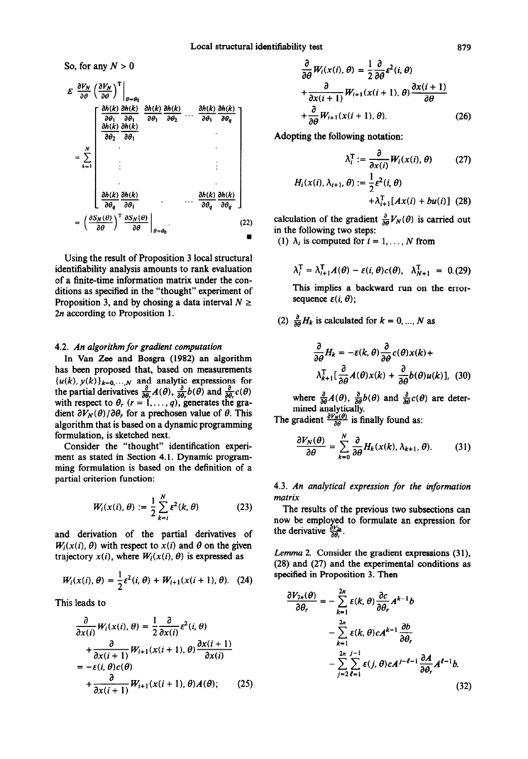So, for any $N > 0$

$$E\left.\frac{\partial V_N}{\partial \theta}\left(\frac{\partial V_N}{\partial \theta}\right)^{\mathrm{T}}\right|_{\theta=\theta_0} = \sum_{k=1}^{N}\begin{bmatrix} \frac{\partial h(k)}{\partial \theta_1}\frac{\partial h(k)}{\partial \theta_1} & \frac{\partial h(k)}{\partial \theta_1}\frac{\partial h(k)}{\partial \theta_2} & \cdots & \frac{\partial h(k)}{\partial \theta_1}\frac{\partial h(k)}{\partial \theta_q} \\ \frac{\partial h(k)}{\partial \theta_2}\frac{\partial h(k)}{\partial \theta_1} & & & \cdot \\ \cdot & & & \cdot \\ \vdots & & & \vdots \\ \cdot & & & \cdot \\ \frac{\partial h(k)}{\partial \theta_q}\frac{\partial h(k)}{\partial \theta_1} & \cdot & \cdots & \frac{\partial h(k)}{\partial \theta_q}\frac{\partial h(k)}{\partial \theta_q} \end{bmatrix} = \left.\left(\frac{\partial S_N(\theta)}{\partial \theta}\right)^{\mathrm{T}}\frac{\partial S_N(\theta)}{\partial \theta}\right|_{\theta=\theta_0} \tag{22}$$

∎

Using the result of Proposition 3 local structural identifiability analysis amounts to rank evaluation of a finite-time information matrix under the conditions as specified in the "thought" experiment of Proposition 3, and by chosing a data interval $N \geq 2n$ according to Proposition 1.

### 4.2. *An algorithm for gradient computation*

In Van Zee and Bosgra (1982) an algorithm has been proposed that, based on measurements $\{u(k), y(k)\}_{k=0,\dots,N}$ and analytic expressions for the partial derivatives $\frac{\partial}{\partial \theta_r}A(\theta)$, $\frac{\partial}{\partial \theta_r}b(\theta)$ and $\frac{\partial}{\partial \theta_r}c(\theta)$ with respect to $\theta_r$ $(r = 1, \dots, q)$, generates the gradient $\partial V_N(\theta)/\partial \theta_r$ for a prechosen value of $\theta$. This algorithm that is based on a dynamic programming formulation, is sketched next.

Consider the "thought" identification experiment as stated in Section 4.1. Dynamic programming formulation is based on the definition of a partial criterion function:

$$W_i(x(i), \theta) := \frac{1}{2}\sum_{k=i}^{N}\varepsilon^2(k, \theta) \tag{23}$$

and derivation of the partial derivatives of $W_i(x(i), \theta)$ with respect to $x(i)$ and $\theta$ on the given trajectory $x(i)$, where $W_i(x(i), \theta)$ is expressed as

$$W_i(x(i), \theta) = \frac{1}{2}\varepsilon^2(i, \theta) + W_{i+1}(x(i+1), \theta). \tag{24}$$

This leads to

$$\begin{aligned} \frac{\partial}{\partial x(i)}W_i(x(i), \theta) &= \frac{1}{2}\frac{\partial}{\partial x(i)}\varepsilon^2(i, \theta) \\ &\quad + \frac{\partial}{\partial x(i+1)}W_{i+1}(x(i+1), \theta)\frac{\partial x(i+1)}{\partial x(i)} \\ &= -\varepsilon(i, \theta)c(\theta) \\ &\quad + \frac{\partial}{\partial x(i+1)}W_{i+1}(x(i+1), \theta)A(\theta); \end{aligned} \tag{25}$$

$$\begin{aligned} \frac{\partial}{\partial \theta}W_i(x(i), \theta) &= \frac{1}{2}\frac{\partial}{\partial \theta}\varepsilon^2(i, \theta) \\ &\quad + \frac{\partial}{\partial x(i+1)}W_{i+1}(x(i+1), \theta)\frac{\partial x(i+1)}{\partial \theta} \\ &\quad + \frac{\partial}{\partial \theta}W_{i+1}(x(i+1), \theta). \end{aligned} \tag{26}$$

Adopting the following notation:

$$\lambda_i^{\mathrm{T}} := \frac{\partial}{\partial x(i)}W_i(x(i), \theta) \tag{27}$$

$$H_i(x(i), \lambda_{i+1}, \theta) := \frac{1}{2}\varepsilon^2(i, \theta) + \lambda_{i+1}^{\mathrm{T}}[Ax(i) + bu(i)] \tag{28}$$

calculation of the gradient $\frac{\partial}{\partial \theta}V_N(\theta)$ is carried out in the following two steps:

(1) $\lambda_i$ is computed for $i = 1, \dots, N$ from

$$\lambda_i^{\mathrm{T}} = \lambda_{i+1}^{\mathrm{T}}A(\theta) - \varepsilon(i, \theta)c(\theta), \quad \lambda_{N+1}^{\mathrm{T}} = 0. \tag{29}$$

This implies a backward run on the error-sequence $\varepsilon(i, \theta)$;

(2) $\frac{\partial}{\partial \theta}H_k$ is calculated for $k = 0, \dots, N$ as

$$\frac{\partial}{\partial \theta}H_k = -\varepsilon(k, \theta)\frac{\partial}{\partial \theta}c(\theta)x(k) + \lambda_{k+1}^{\mathrm{T}}\left[\frac{\partial}{\partial \theta}A(\theta)x(k) + \frac{\partial}{\partial \theta}b(\theta)u(k)\right], \tag{30}$$

where $\frac{\partial}{\partial \theta}A(\theta)$, $\frac{\partial}{\partial \theta}b(\theta)$ and $\frac{\partial}{\partial \theta}c(\theta)$ are determined analytically.

The gradient $\frac{\partial V_N(\theta)}{\partial \theta}$ is finally found as:

$$\frac{\partial V_N(\theta)}{\partial \theta} = \sum_{k=0}^{N}\frac{\partial}{\partial \theta}H_k(x(k), \lambda_{k+1}, \theta). \tag{31}$$

### 4.3. *An analytical expression for the information matrix*

The results of the previous two subsections can now be employed to formulate an expression for the derivative $\frac{\partial V_{2n}}{\partial \theta_r}$.

*Lemma* 2. Consider the gradient expressions (31), (28) and (27) and the experimental conditions as specified in Proposition 3. Then

$$\begin{aligned} \frac{\partial V_{2n}(\theta)}{\partial \theta_r} &= -\sum_{k=1}^{2n}\varepsilon(k, \theta)\frac{\partial c}{\partial \theta_r}A^{k-1}b \\ &\quad - \sum_{k=1}^{2n}\varepsilon(k, \theta)cA^{k-1}\frac{\partial b}{\partial \theta_r} \\ &\quad - \sum_{j=2}^{2n}\sum_{\ell=1}^{j-1}\varepsilon(j, \theta)cA^{j-\ell-1}\frac{\partial A}{\partial \theta_r}A^{\ell-1}b. \end{aligned} \tag{32}$$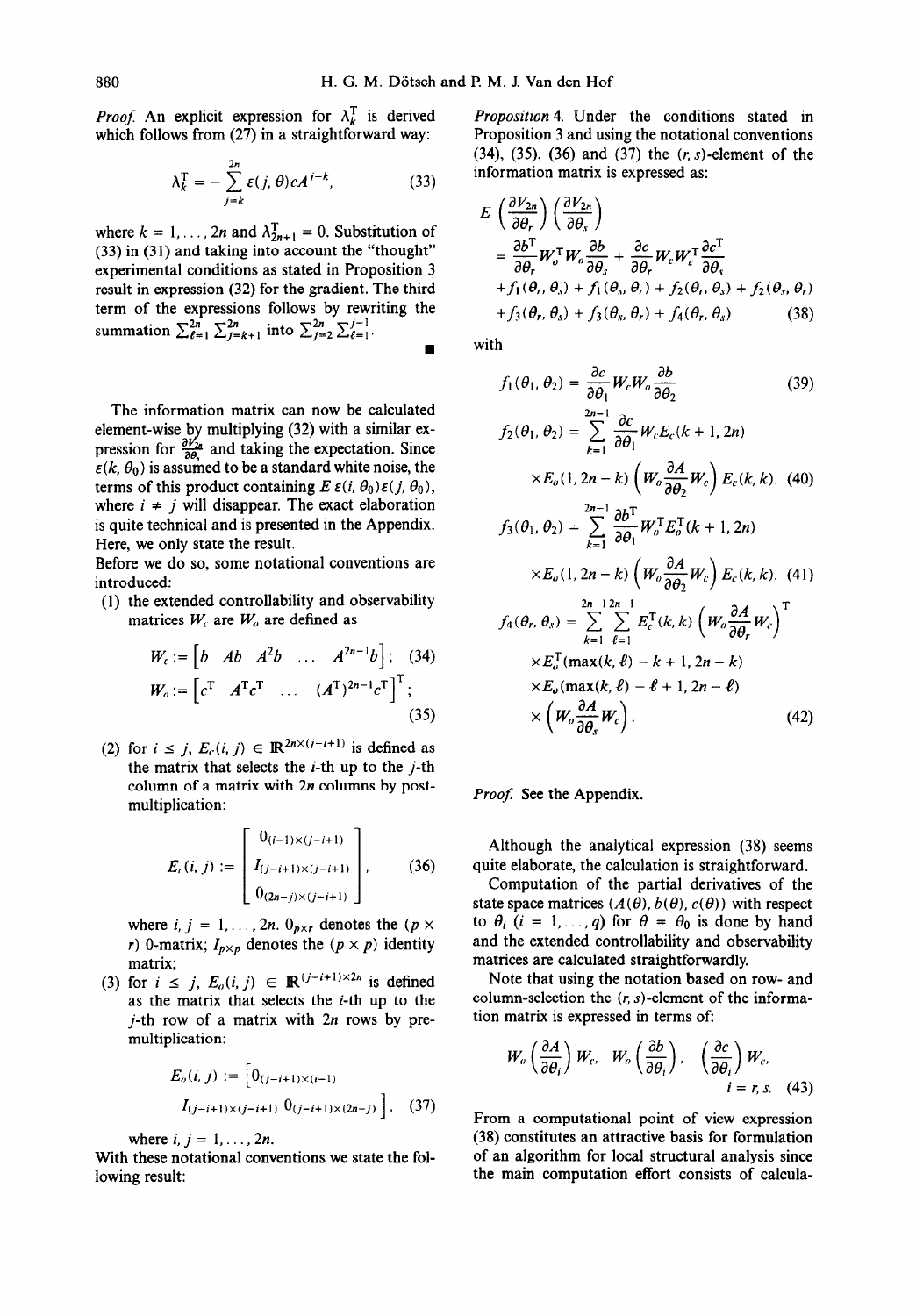*Proof.* An explicit expression for $\lambda_k^{\mathrm{T}}$ is derived which follows from (27) in a straightforward way:

$$\lambda_k^{\mathrm{T}} = -\sum_{j=k}^{2n} \varepsilon(j, \theta) c A^{j-k}, \tag{33}$$

where $k = 1, \ldots, 2n$ and $\lambda_{2n+1}^{\mathrm{T}} = 0$. Substitution of (33) in (31) and taking into account the "thought" experimental conditions as stated in Proposition 3 result in expression (32) for the gradient. The third term of the expressions follows by rewriting the summation $\sum_{\ell=1}^{2n} \sum_{j=k+1}^{2n}$ into $\sum_{j=2}^{2n} \sum_{\ell=1}^{j-1}$. ∎

The information matrix can now be calculated element-wise by multiplying (32) with a similar expression for $\frac{\partial V_{2n}}{\partial \theta_s}$ and taking the expectation. Since $\varepsilon(k, \theta_0)$ is assumed to be a standard white noise, the terms of this product containing $E\,\varepsilon(i, \theta_0)\varepsilon(j, \theta_0)$, where $i \neq j$ will disappear. The exact elaboration is quite technical and is presented in the Appendix. Here, we only state the result.

Before we do so, some notational conventions are introduced:

(1) the extended controllability and observability matrices $W_c$ are $W_o$ are defined as

$$W_c := \begin{bmatrix} b & Ab & A^2 b & \ldots & A^{2n-1} b \end{bmatrix}; \tag{34}$$

$$W_o := \begin{bmatrix} c^{\mathrm{T}} & A^{\mathrm{T}} c^{\mathrm{T}} & \ldots & (A^{\mathrm{T}})^{2n-1} c^{\mathrm{T}} \end{bmatrix}^{\mathrm{T}}; \tag{35}$$

(2) for $i \leq j$, $E_c(i, j) \in \mathbb{R}^{2n \times (j-i+1)}$ is defined as the matrix that selects the $i$-th up to the $j$-th column of a matrix with $2n$ columns by post-multiplication:

$$E_c(i, j) := \begin{bmatrix} 0_{(i-1) \times (j-i+1)} \\ I_{(j-i+1) \times (j-i+1)} \\ 0_{(2n-j) \times (j-i+1)} \end{bmatrix}, \tag{36}$$

where $i, j = 1, \ldots, 2n$. $0_{p \times r}$ denotes the $(p \times r)$ 0-matrix; $I_{p \times p}$ denotes the $(p \times p)$ identity matrix;

(3) for $i \leq j$, $E_o(i, j) \in \mathbb{R}^{(j-i+1) \times 2n}$ is defined as the matrix that selects the $i$-th up to the $j$-th row of a matrix with $2n$ rows by pre-multiplication:

$$E_o(i, j) := \begin{bmatrix} 0_{(j-i+1) \times (i-1)} & I_{(j-i+1) \times (j-i+1)} & 0_{(j-i+1) \times (2n-j)} \end{bmatrix}, \tag{37}$$

where $i, j = 1, \ldots, 2n$.

With these notational conventions we state the following result:

*Proposition* 4. Under the conditions stated in Proposition 3 and using the notational conventions (34), (35), (36) and (37) the $(r, s)$-element of the information matrix is expressed as:

$$\begin{aligned} E\left(\frac{\partial V_{2n}}{\partial \theta_r}\right)\left(\frac{\partial V_{2n}}{\partial \theta_s}\right) &= \frac{\partial b^{\mathrm{T}}}{\partial \theta_r} W_o^{\mathrm{T}} W_o \frac{\partial b}{\partial \theta_s} + \frac{\partial c}{\partial \theta_r} W_c W_c^{\mathrm{T}} \frac{\partial c^{\mathrm{T}}}{\partial \theta_s} \\ &\quad + f_1(\theta_r, \theta_s) + f_1(\theta_s, \theta_r) + f_2(\theta_r, \theta_s) + f_2(\theta_s, \theta_r) \\ &\quad + f_3(\theta_r, \theta_s) + f_3(\theta_s, \theta_r) + f_4(\theta_r, \theta_s) \end{aligned} \tag{38}$$

with

$$f_1(\theta_1, \theta_2) = \frac{\partial c}{\partial \theta_1} W_c W_o \frac{\partial b}{\partial \theta_2} \tag{39}$$

$$f_2(\theta_1, \theta_2) = \sum_{k=1}^{2n-1} \frac{\partial c}{\partial \theta_1} W_c E_c(k+1, 2n) \times E_o(1, 2n-k) \left(W_o \frac{\partial A}{\partial \theta_2} W_c\right) E_c(k, k). \tag{40}$$

$$f_3(\theta_1, \theta_2) = \sum_{k=1}^{2n-1} \frac{\partial b^{\mathrm{T}}}{\partial \theta_1} W_o^{\mathrm{T}} E_o^{\mathrm{T}}(k+1, 2n) \times E_o(1, 2n-k) \left(W_o \frac{\partial A}{\partial \theta_2} W_c\right) E_c(k, k). \tag{41}$$

$$\begin{aligned} f_4(\theta_r, \theta_s) = \sum_{k=1}^{2n-1} \sum_{\ell=1}^{2n-1} & E_c^{\mathrm{T}}(k, k) \left(W_o \frac{\partial A}{\partial \theta_r} W_c\right)^{\mathrm{T}} \\ & \times E_o^{\mathrm{T}}(\max(k, \ell) - k + 1, 2n - k) \\ & \times E_o(\max(k, \ell) - \ell + 1, 2n - \ell) \\ & \times \left(W_o \frac{\partial A}{\partial \theta_s} W_c\right). \end{aligned} \tag{42}$$

*Proof.* See the Appendix.

Although the analytical expression (38) seems quite elaborate, the calculation is straightforward.

Computation of the partial derivatives of the state space matrices $(A(\theta), b(\theta), c(\theta))$ with respect to $\theta_i$ $(i = 1, \ldots, q)$ for $\theta = \theta_0$ is done by hand and the extended controllability and observability matrices are calculated straightforwardly.

Note that using the notation based on row- and column-selection the $(r, s)$-element of the information matrix is expressed in terms of:

$$W_o \left(\frac{\partial A}{\partial \theta_i}\right) W_c, \quad W_o \left(\frac{\partial b}{\partial \theta_i}\right), \quad \left(\frac{\partial c}{\partial \theta_i}\right) W_c, \qquad i = r, s. \tag{43}$$

From a computational point of view expression (38) constitutes an attractive basis for formulation of an algorithm for local structural analysis since the main computation effort consists of calcula-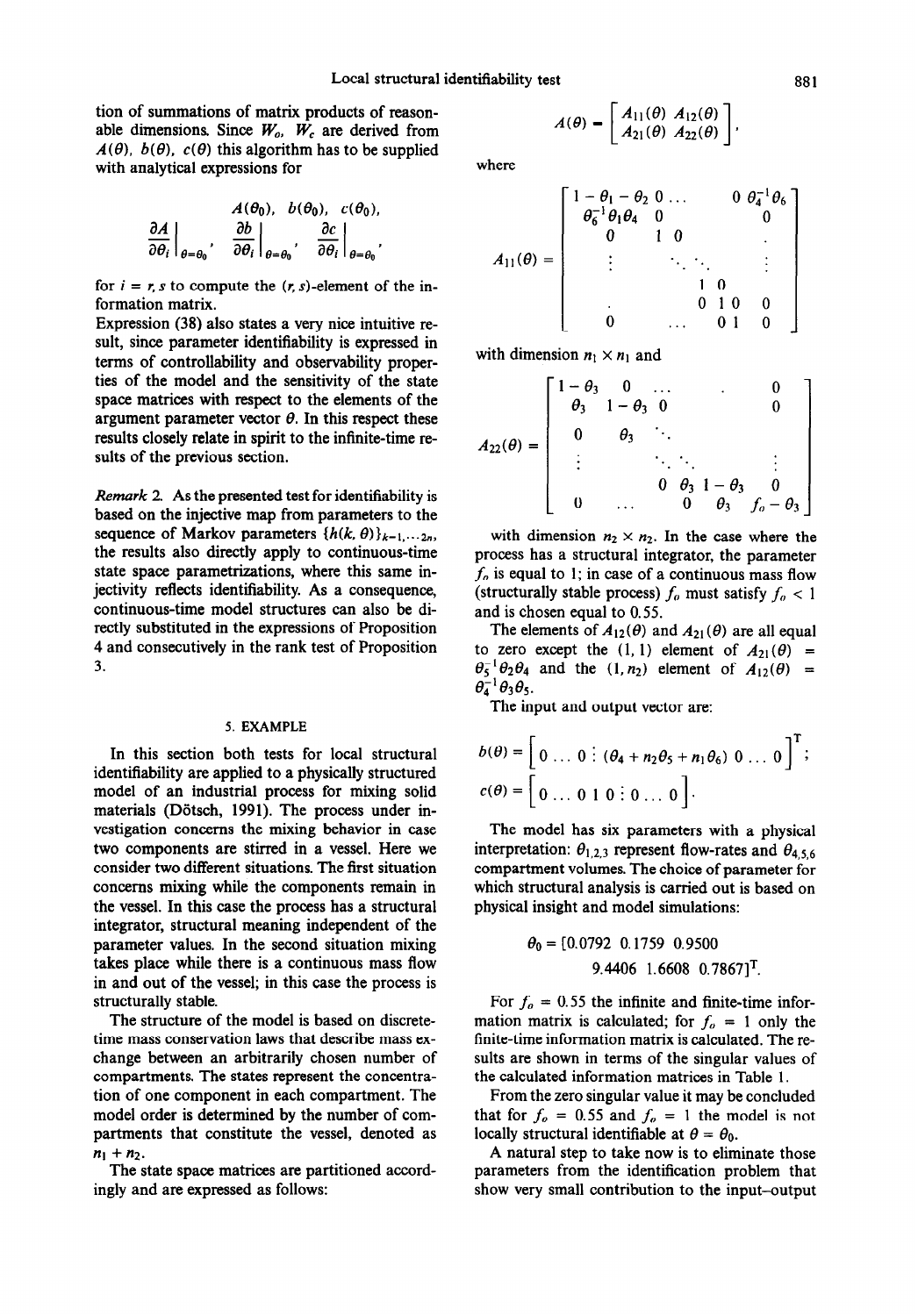tion of summations of matrix products of reasonable dimensions. Since $W_o$, $W_c$ are derived from $A(\theta)$, $b(\theta)$, $c(\theta)$ this algorithm has to be supplied with analytical expressions for

$$A(\theta_0),\ b(\theta_0),\ c(\theta_0),$$
$$\left.\frac{\partial A}{\partial \theta_i}\right|_{\theta=\theta_0},\quad \left.\frac{\partial b}{\partial \theta_i}\right|_{\theta=\theta_0},\quad \left.\frac{\partial c}{\partial \theta_i}\right|_{\theta=\theta_0},$$

for $i = r, s$ to compute the $(r, s)$-element of the information matrix.

Expression (38) also states a very nice intuitive result, since parameter identifiability is expressed in terms of controllability and observability properties of the model and the sensitivity of the state space matrices with respect to the elements of the argument parameter vector $\theta$. In this respect these results closely relate in spirit to the infinite-time results of the previous section.

*Remark* 2. As the presented test for identifiability is based on the injective map from parameters to the sequence of Markov parameters $\{h(k, \theta)\}_{k=1,\cdots 2n}$, the results also directly apply to continuous-time state space parametrizations, where this same injectivity reflects identifiability. As a consequence, continuous-time model structures can also be directly substituted in the expressions of Proposition 4 and consecutively in the rank test of Proposition 3.

## 5. EXAMPLE

In this section both tests for local structural identifiability are applied to a physically structured model of an industrial process for mixing solid materials (Dötsch, 1991). The process under investigation concerns the mixing behavior in case two components are stirred in a vessel. Here we consider two different situations. The first situation concerns mixing while the components remain in the vessel. In this case the process has a structural integrator, structural meaning independent of the parameter values. In the second situation mixing takes place while there is a continuous mass flow in and out of the vessel; in this case the process is structurally stable.

The structure of the model is based on discrete-time mass conservation laws that describe mass exchange between an arbitrarily chosen number of compartments. The states represent the concentration of one component in each compartment. The model order is determined by the number of compartments that constitute the vessel, denoted as $n_1 + n_2$.

The state space matrices are partitioned accordingly and are expressed as follows:

$$A(\theta) = \begin{bmatrix} A_{11}(\theta) & A_{12}(\theta) \\ A_{21}(\theta) & A_{22}(\theta) \end{bmatrix},$$

where

$$A_{11}(\theta) = \begin{bmatrix} 1-\theta_1-\theta_2 & 0 & \dots & & 0 & \theta_4^{-1}\theta_6 \\ \theta_6^{-1}\theta_1\theta_4 & 0 & & & & 0 \\ 0 & 1 & 0 & & & . \\ \vdots & & \ddots & \ddots & & \vdots \\ & & & 1 & 0 & \\ . & & & 0 & 1 & 0 \\ 0 & & \dots & & 0 & 1 & 0 \end{bmatrix}$$

with dimension $n_1 \times n_1$ and

$$A_{22}(\theta) = \begin{bmatrix} 1-\theta_3 & 0 & \dots & & . & 0 \\ \theta_3 & 1-\theta_3 & 0 & & & 0 \\ 0 & \theta_3 & \ddots & & & \\ \vdots & & \ddots & \ddots & & \vdots \\ & & 0 & \theta_3 & 1-\theta_3 & 0 \\ 0 & & \dots & 0 & \theta_3 & f_o - \theta_3 \end{bmatrix}$$

with dimension $n_2 \times n_2$. In the case where the process has a structural integrator, the parameter $f_o$ is equal to 1; in case of a continuous mass flow (structurally stable process) $f_o$ must satisfy $f_o < 1$ and is chosen equal to 0.55.

The elements of $A_{12}(\theta)$ and $A_{21}(\theta)$ are all equal to zero except the (1, 1) element of $A_{21}(\theta) = \theta_5^{-1}\theta_2\theta_4$ and the $(1, n_2)$ element of $A_{12}(\theta) = \theta_4^{-1}\theta_3\theta_5$.

The input and output vector are:

$$b(\theta) = \left[ 0 \dots 0 \,\vdots\, (\theta_4 + n_2\theta_5 + n_1\theta_6)\ 0 \dots 0 \right]^{\mathrm{T}};$$
$$c(\theta) = \left[ 0 \dots 0\ 1\ 0 \,\vdots\, 0 \dots 0 \right].$$

The model has six parameters with a physical interpretation: $\theta_{1,2,3}$ represent flow-rates and $\theta_{4,5,6}$ compartment volumes. The choice of parameter for which structural analysis is carried out is based on physical insight and model simulations:

$$\theta_0 = [0.0792\ \ 0.1759\ \ 0.9500\ \ 9.4406\ \ 1.6608\ \ 0.7867]^{\mathrm{T}}.$$

For $f_o = 0.55$ the infinite and finite-time information matrix is calculated; for $f_o = 1$ only the finite-time information matrix is calculated. The results are shown in terms of the singular values of the calculated information matrices in Table 1.

From the zero singular value it may be concluded that for $f_o = 0.55$ and $f_o = 1$ the model is not locally structural identifiable at $\theta = \theta_0$.

A natural step to take now is to eliminate those parameters from the identification problem that show very small contribution to the input–output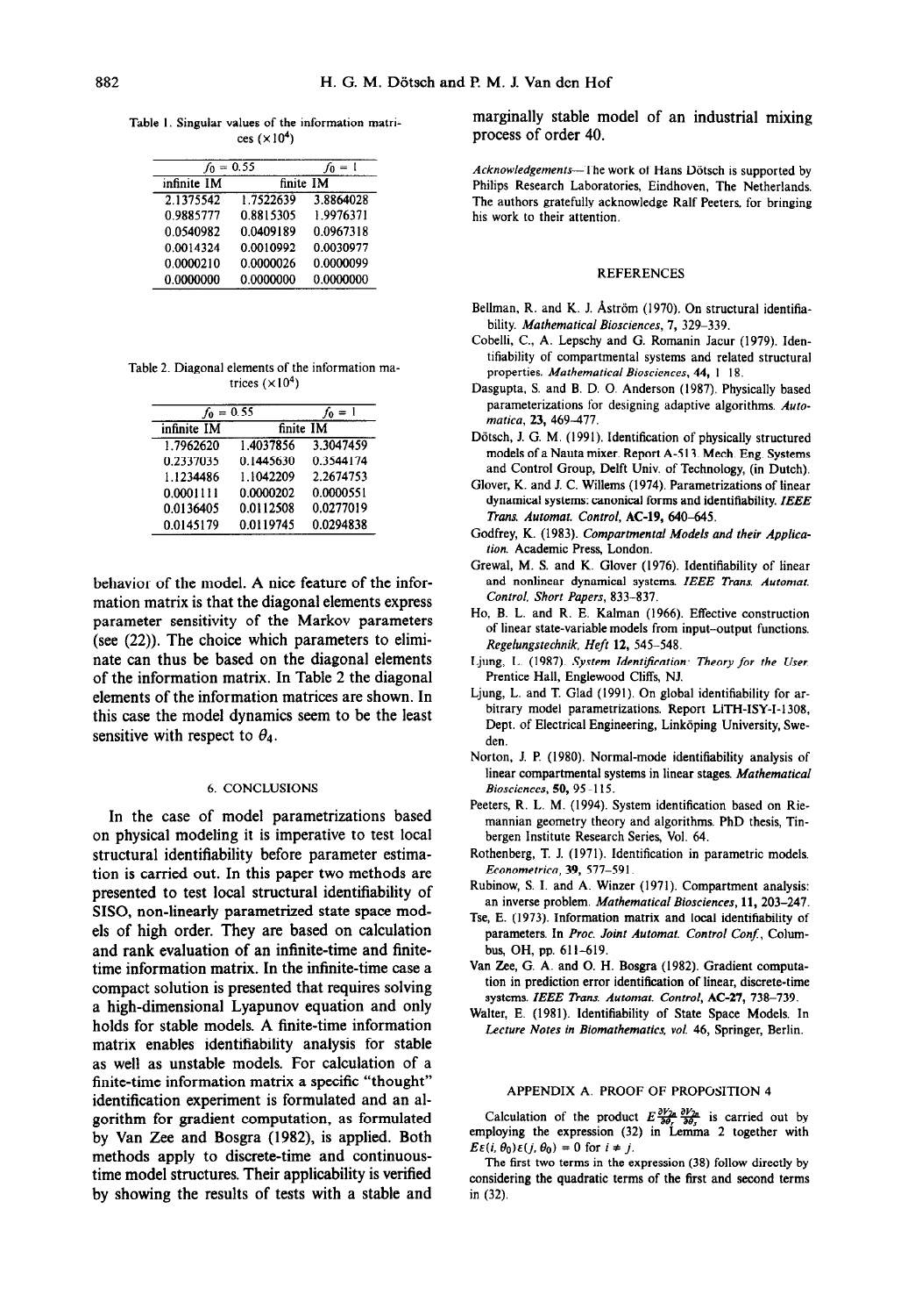Table 1. Singular values of the information matrices ($\times 10^4$)

| $f_0 = 0.55$ | | $f_0 = 1$ |
|---|---|---|
| infinite IM | finite IM | |
| 2.1375542 | 1.7522639 | 3.8864028 |
| 0.9885777 | 0.8815305 | 1.9976371 |
| 0.0540982 | 0.0409189 | 0.0967318 |
| 0.0014324 | 0.0010992 | 0.0030977 |
| 0.0000210 | 0.0000026 | 0.0000099 |
| 0.0000000 | 0.0000000 | 0.0000000 |

Table 2. Diagonal elements of the information matrices ($\times 10^4$)

| $f_0 = 0.55$ | | $f_0 = 1$ |
|---|---|---|
| infinite IM | finite IM | |
| 1.7962620 | 1.4037856 | 3.3047459 |
| 0.2337035 | 0.1445630 | 0.3544174 |
| 1.1234486 | 1.1042209 | 2.2674753 |
| 0.0001111 | 0.0000202 | 0.0000551 |
| 0.0136405 | 0.0112508 | 0.0277019 |
| 0.0145179 | 0.0119745 | 0.0294838 |

behavior of the model. A nice feature of the information matrix is that the diagonal elements express parameter sensitivity of the Markov parameters (see (22)). The choice which parameters to eliminate can thus be based on the diagonal elements of the information matrix. In Table 2 the diagonal elements of the information matrices are shown. In this case the model dynamics seem to be the least sensitive with respect to $\theta_4$.

## 6. CONCLUSIONS

In the case of model parametrizations based on physical modeling it is imperative to test local structural identifiability before parameter estimation is carried out. In this paper two methods are presented to test local structural identifiability of SISO, non-linearly parametrized state space models of high order. They are based on calculation and rank evaluation of an infinite-time and finite-time information matrix. In the infinite-time case a compact solution is presented that requires solving a high-dimensional Lyapunov equation and only holds for stable models. A finite-time information matrix enables identifiability analysis for stable as well as unstable models. For calculation of a finite-time information matrix a specific "thought" identification experiment is formulated and an algorithm for gradient computation, as formulated by Van Zee and Bosgra (1982), is applied. Both methods apply to discrete-time and continuous-time model structures. Their applicability is verified by showing the results of tests with a stable and marginally stable model of an industrial mixing process of order 40.

*Acknowledgements*—The work of Hans Dötsch is supported by Philips Research Laboratories, Eindhoven, The Netherlands. The authors gratefully acknowledge Ralf Peeters, for bringing his work to their attention.

## REFERENCES

Bellman, R. and K. J. Åström (1970). On structural identifiability. *Mathematical Biosciences*, **7**, 329–339.

Cobelli, C., A. Lepschy and G. Romanin Jacur (1979). Identifiability of compartmental systems and related structural properties. *Mathematical Biosciences*, **44**, 1–18.

Dasgupta, S. and B. D. O. Anderson (1987). Physically based parameterizations for designing adaptive algorithms. *Automatica*, **23**, 469–477.

Dötsch, J. G. M. (1991). Identification of physically structured models of a Nauta mixer. Report A-513, Mech. Eng. Systems and Control Group, Delft Univ. of Technology, (in Dutch).

Glover, K. and J. C. Willems (1974). Parametrizations of linear dynamical systems: canonical forms and identifiability. *IEEE Trans. Automat. Control*, **AC-19**, 640–645.

Godfrey, K. (1983). *Compartmental Models and their Application*. Academic Press, London.

Grewal, M. S. and K. Glover (1976). Identifiability of linear and nonlinear dynamical systems. *IEEE Trans. Automat. Control, Short Papers*, 833–837.

Ho, B. L. and R. E. Kalman (1966). Effective construction of linear state-variable models from input–output functions. *Regelungstechnik, Heft* **12**, 545–548.

Ljung, L. (1987). *System Identification: Theory for the User*. Prentice Hall, Englewood Cliffs, NJ.

Ljung, L. and T. Glad (1991). On global identifiability for arbitrary model parametrizations. Report LiTH-ISY-I-1308, Dept. of Electrical Engineering, Linköping University, Sweden.

Norton, J. P. (1980). Normal-mode identifiability analysis of linear compartmental systems in linear stages. *Mathematical Biosciences*, **50**, 95–115.

Peeters, R. L. M. (1994). System identification based on Riemannian geometry theory and algorithms. PhD thesis, Tinbergen Institute Research Series, Vol. 64.

Rothenberg, T. J. (1971). Identification in parametric models. *Econometrica*, **39**, 577–591.

Rubinow, S. I. and A. Winzer (1971). Compartment analysis: an inverse problem. *Mathematical Biosciences*, **11**, 203–247.

Tse, E. (1973). Information matrix and local identifiability of parameters. In *Proc. Joint Automat. Control Conf.*, Columbus, OH, pp. 611–619.

Van Zee, G. A. and O. H. Bosgra (1982). Gradient computation in prediction error identification of linear, discrete-time systems. *IEEE Trans. Automat. Control*, **AC-27**, 738–739.

Walter, E. (1981). Identifiability of State Space Models. In *Lecture Notes in Biomathematics, vol.* 46, Springer, Berlin.

## APPENDIX A. PROOF OF PROPOSITION 4

Calculation of the product $E\frac{\partial V_{2n}}{\partial\theta_r}\frac{\partial V_{2n}}{\partial\theta_s}$ is carried out by employing the expression (32) in Lemma 2 together with $E\varepsilon(i,\theta_0)\varepsilon(j,\theta_0) = 0$ for $i \neq j$.

The first two terms in the expression (38) follow directly by considering the quadratic terms of the first and second terms in (32).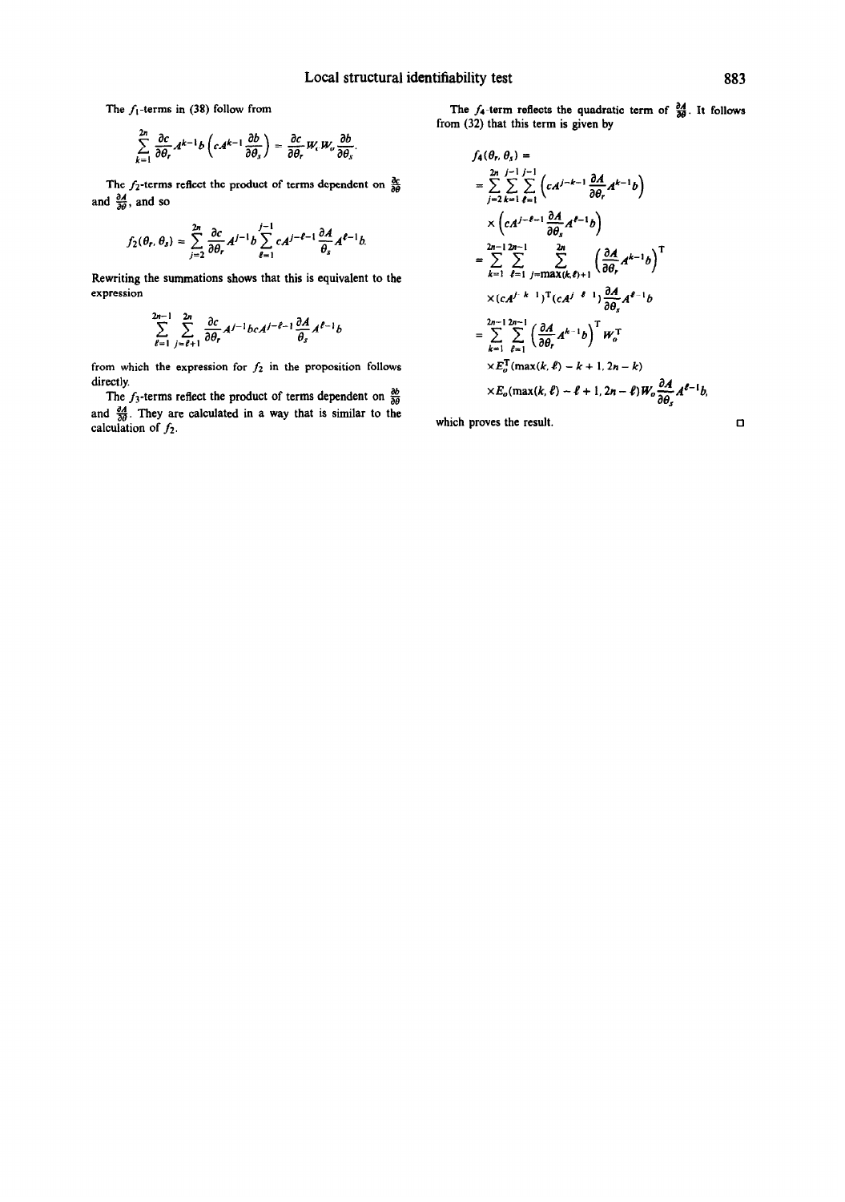The $f_1$-terms in (38) follow from

$$\sum_{k=1}^{2n} \frac{\partial c}{\partial \theta_r} A^{k-1} b \left( c A^{k-1} \frac{\partial b}{\partial \theta_s} \right) = \frac{\partial c}{\partial \theta_r} W_c W_o \frac{\partial b}{\partial \theta_s}.$$

The $f_2$-terms reflect the product of terms dependent on $\frac{\partial c}{\partial \theta}$ and $\frac{\partial A}{\partial \theta}$, and so

$$f_2(\theta_r, \theta_s) = \sum_{j=2}^{2n} \frac{\partial c}{\partial \theta_r} A^{j-1} b \sum_{\ell=1}^{j-1} c A^{j-\ell-1} \frac{\partial A}{\theta_s} A^{\ell-1} b.$$

Rewriting the summations shows that this is equivalent to the expression

$$\sum_{\ell=1}^{2n-1} \sum_{j=\ell+1}^{2n} \frac{\partial c}{\partial \theta_r} A^{j-1} b c A^{j-\ell-1} \frac{\partial A}{\theta_s} A^{\ell-1} b$$

from which the expression for $f_2$ in the proposition follows directly.

The $f_3$-terms reflect the product of terms dependent on $\frac{\partial b}{\partial \theta}$ and $\frac{\partial A}{\partial \theta}$. They are calculated in a way that is similar to the calculation of $f_2$.

The $f_4$-term reflects the quadratic term of $\frac{\partial A}{\partial \theta}$. It follows from (32) that this term is given by

$$\begin{aligned}
f_4(\theta_r, \theta_s) &= \\
&= \sum_{j=2}^{2n} \sum_{k=1}^{j-1} \sum_{\ell=1}^{j-1} \left( c A^{j-k-1} \frac{\partial A}{\partial \theta_r} A^{k-1} b \right) \\
&\quad \times \left( c A^{j-\ell-1} \frac{\partial A}{\partial \theta_s} A^{\ell-1} b \right) \\
&= \sum_{k=1}^{2n-1} \sum_{\ell=1}^{2n-1} \sum_{j=\max(k,\ell)+1}^{2n} \left( \frac{\partial A}{\partial \theta_r} A^{k-1} b \right)^{\mathrm{T}} \\
&\quad \times (c A^{j-k-1})^{\mathrm{T}} (c A^{j-\ell-1}) \frac{\partial A}{\partial \theta_s} A^{\ell-1} b \\
&= \sum_{k=1}^{2n-1} \sum_{\ell=1}^{2n-1} \left( \frac{\partial A}{\partial \theta_r} A^{k-1} b \right)^{\mathrm{T}} W_o^{\mathrm{T}} \\
&\quad \times E_o^{\mathrm{T}}(\max(k, \ell) - k + 1, 2n - k) \\
&\quad \times E_o(\max(k, \ell) - \ell + 1, 2n - \ell) W_o \frac{\partial A}{\partial \theta_s} A^{\ell-1} b,
\end{aligned}$$

which proves the result. □